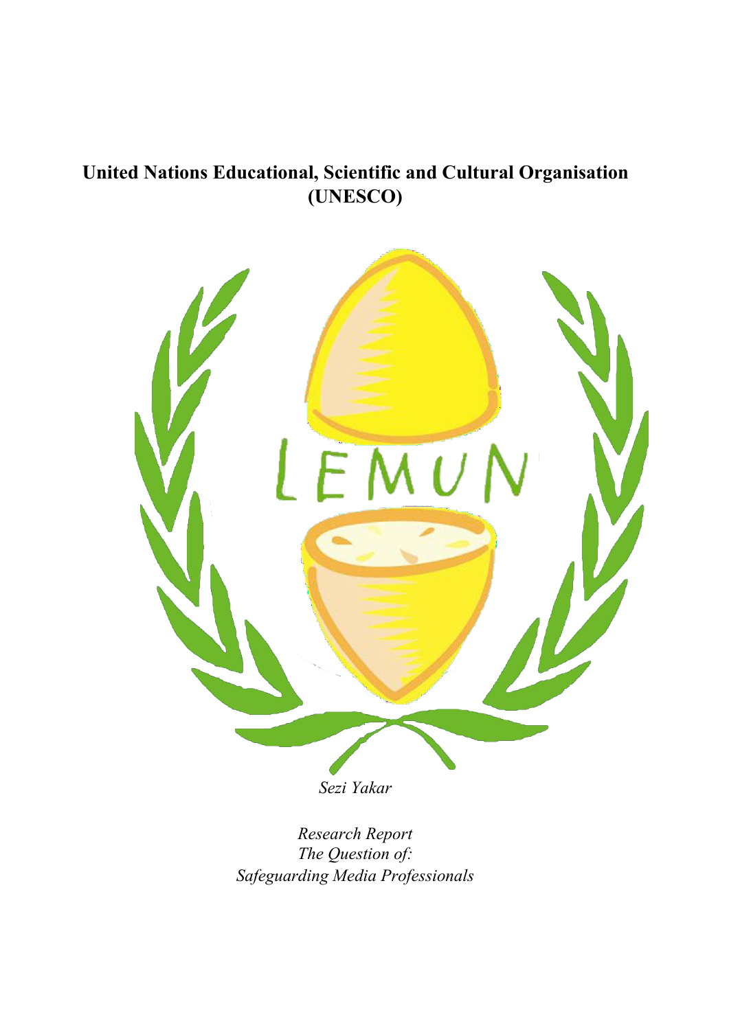# United Nations Educational, Scientific and Cultural Organisation (UNESCO)

LEMUN

*Sezi Yakar*

*Research Report*
*The Question of:*
*Safeguarding Media Professionals*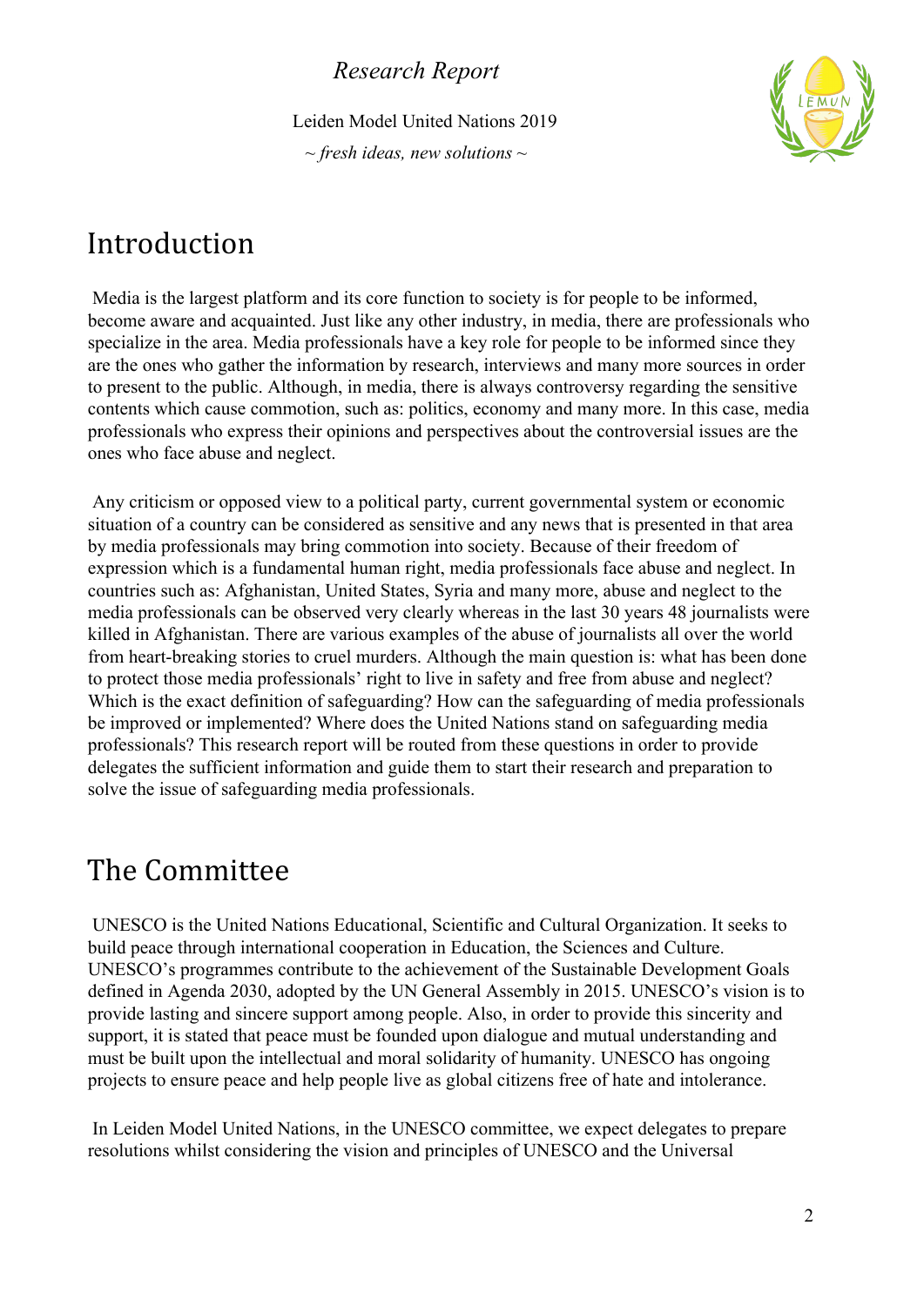# Introduction

Media is the largest platform and its core function to society is for people to be informed, become aware and acquainted. Just like any other industry, in media, there are professionals who specialize in the area. Media professionals have a key role for people to be informed since they are the ones who gather the information by research, interviews and many more sources in order to present to the public. Although, in media, there is always controversy regarding the sensitive contents which cause commotion, such as: politics, economy and many more. In this case, media professionals who express their opinions and perspectives about the controversial issues are the ones who face abuse and neglect.

Any criticism or opposed view to a political party, current governmental system or economic situation of a country can be considered as sensitive and any news that is presented in that area by media professionals may bring commotion into society. Because of their freedom of expression which is a fundamental human right, media professionals face abuse and neglect. In countries such as: Afghanistan, United States, Syria and many more, abuse and neglect to the media professionals can be observed very clearly whereas in the last 30 years 48 journalists were killed in Afghanistan. There are various examples of the abuse of journalists all over the world from heart-breaking stories to cruel murders. Although the main question is: what has been done to protect those media professionals' right to live in safety and free from abuse and neglect? Which is the exact definition of safeguarding? How can the safeguarding of media professionals be improved or implemented? Where does the United Nations stand on safeguarding media professionals? This research report will be routed from these questions in order to provide delegates the sufficient information and guide them to start their research and preparation to solve the issue of safeguarding media professionals.

# The Committee

UNESCO is the United Nations Educational, Scientific and Cultural Organization. It seeks to build peace through international cooperation in Education, the Sciences and Culture. UNESCO's programmes contribute to the achievement of the Sustainable Development Goals defined in Agenda 2030, adopted by the UN General Assembly in 2015. UNESCO's vision is to provide lasting and sincere support among people. Also, in order to provide this sincerity and support, it is stated that peace must be founded upon dialogue and mutual understanding and must be built upon the intellectual and moral solidarity of humanity. UNESCO has ongoing projects to ensure peace and help people live as global citizens free of hate and intolerance.

In Leiden Model United Nations, in the UNESCO committee, we expect delegates to prepare resolutions whilst considering the vision and principles of UNESCO and the Universal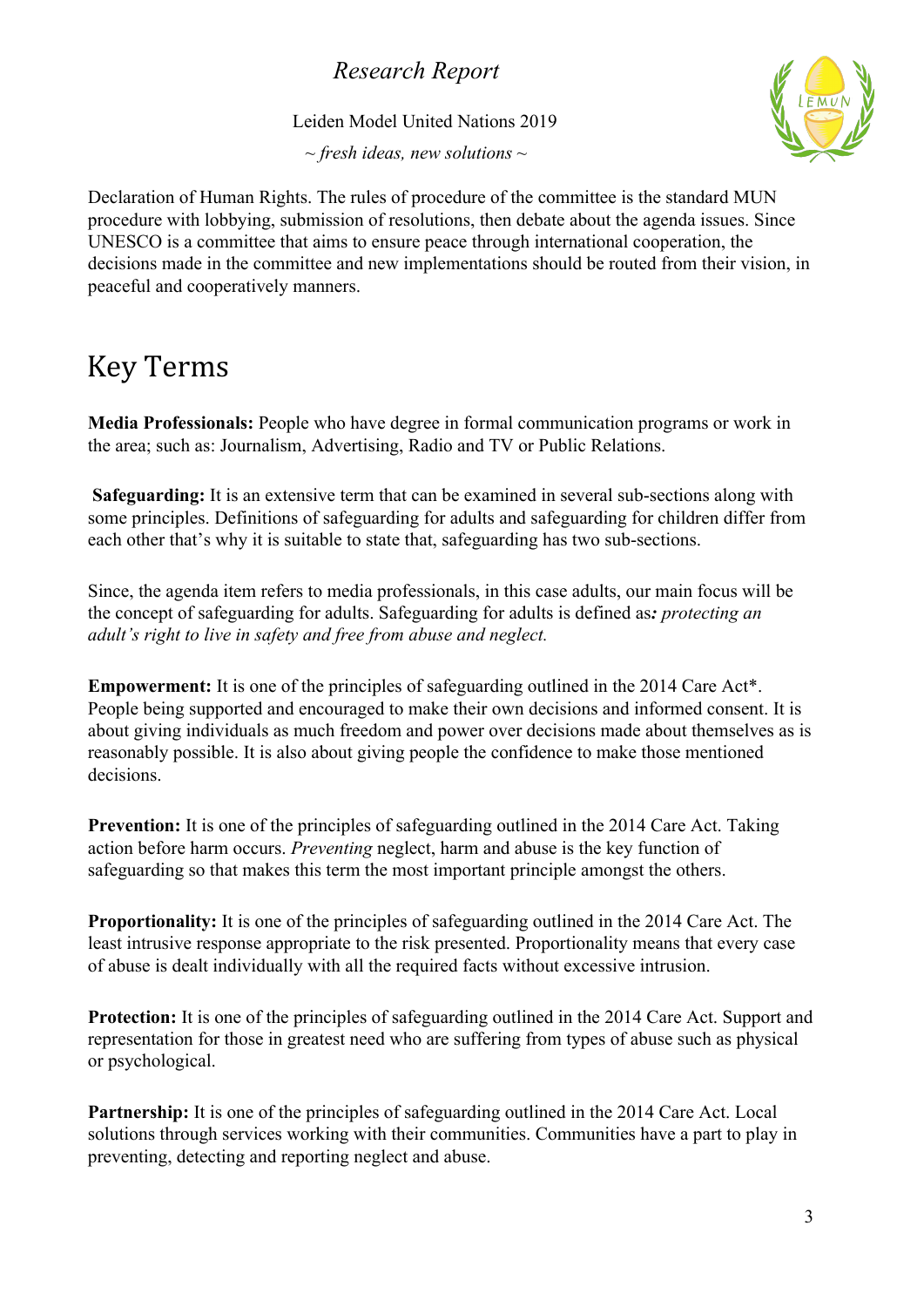Declaration of Human Rights. The rules of procedure of the committee is the standard MUN procedure with lobbying, submission of resolutions, then debate about the agenda issues. Since UNESCO is a committee that aims to ensure peace through international cooperation, the decisions made in the committee and new implementations should be routed from their vision, in peaceful and cooperatively manners.

# Key Terms

**Media Professionals:** People who have degree in formal communication programs or work in the area; such as: Journalism, Advertising, Radio and TV or Public Relations.

**Safeguarding:** It is an extensive term that can be examined in several sub-sections along with some principles. Definitions of safeguarding for adults and safeguarding for children differ from each other that's why it is suitable to state that, safeguarding has two sub-sections.

Since, the agenda item refers to media professionals, in this case adults, our main focus will be the concept of safeguarding for adults. Safeguarding for adults is defined as***:*** *protecting an adult's right to live in safety and free from abuse and neglect.*

**Empowerment:** It is one of the principles of safeguarding outlined in the 2014 Care Act*. People being supported and encouraged to make their own decisions and informed consent. It is about giving individuals as much freedom and power over decisions made about themselves as is reasonably possible. It is also about giving people the confidence to make those mentioned decisions.

**Prevention:** It is one of the principles of safeguarding outlined in the 2014 Care Act. Taking action before harm occurs. *Preventing* neglect, harm and abuse is the key function of safeguarding so that makes this term the most important principle amongst the others.

**Proportionality:** It is one of the principles of safeguarding outlined in the 2014 Care Act. The least intrusive response appropriate to the risk presented. Proportionality means that every case of abuse is dealt individually with all the required facts without excessive intrusion.

**Protection:** It is one of the principles of safeguarding outlined in the 2014 Care Act. Support and representation for those in greatest need who are suffering from types of abuse such as physical or psychological.

**Partnership:** It is one of the principles of safeguarding outlined in the 2014 Care Act. Local solutions through services working with their communities. Communities have a part to play in preventing, detecting and reporting neglect and abuse.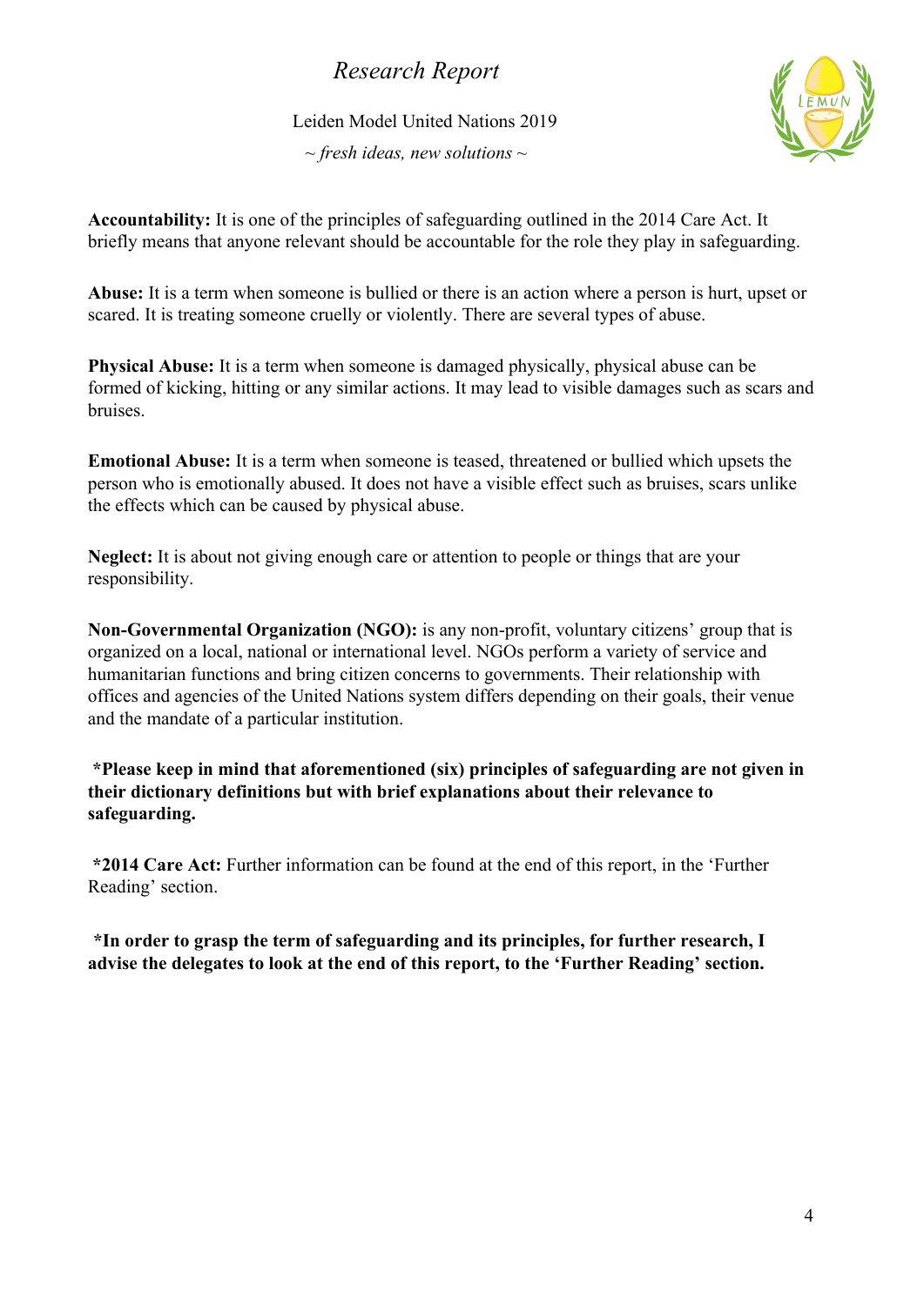**Accountability:** It is one of the principles of safeguarding outlined in the 2014 Care Act. It briefly means that anyone relevant should be accountable for the role they play in safeguarding.

**Abuse:** It is a term when someone is bullied or there is an action where a person is hurt, upset or scared. It is treating someone cruelly or violently. There are several types of abuse.

**Physical Abuse:** It is a term when someone is damaged physically, physical abuse can be formed of kicking, hitting or any similar actions. It may lead to visible damages such as scars and bruises.

**Emotional Abuse:** It is a term when someone is teased, threatened or bullied which upsets the person who is emotionally abused. It does not have a visible effect such as bruises, scars unlike the effects which can be caused by physical abuse.

**Neglect:** It is about not giving enough care or attention to people or things that are your responsibility.

**Non-Governmental Organization (NGO):** is any non-profit, voluntary citizens' group that is organized on a local, national or international level. NGOs perform a variety of service and humanitarian functions and bring citizen concerns to governments. Their relationship with offices and agencies of the United Nations system differs depending on their goals, their venue and the mandate of a particular institution.

**\*Please keep in mind that aforementioned (six) principles of safeguarding are not given in their dictionary definitions but with brief explanations about their relevance to safeguarding.**

**\*2014 Care Act:** Further information can be found at the end of this report, in the 'Further Reading' section.

**\*In order to grasp the term of safeguarding and its principles, for further research, I advise the delegates to look at the end of this report, to the 'Further Reading' section.**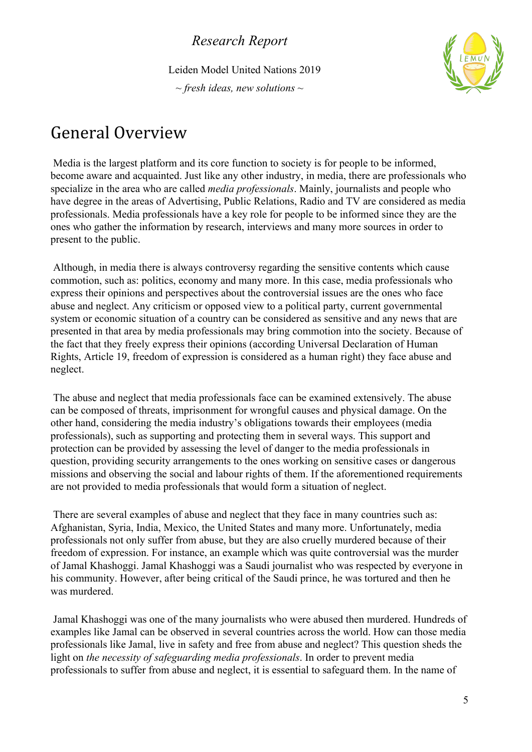# General Overview

Media is the largest platform and its core function to society is for people to be informed, become aware and acquainted. Just like any other industry, in media, there are professionals who specialize in the area who are called *media professionals*. Mainly, journalists and people who have degree in the areas of Advertising, Public Relations, Radio and TV are considered as media professionals. Media professionals have a key role for people to be informed since they are the ones who gather the information by research, interviews and many more sources in order to present to the public.

Although, in media there is always controversy regarding the sensitive contents which cause commotion, such as: politics, economy and many more. In this case, media professionals who express their opinions and perspectives about the controversial issues are the ones who face abuse and neglect. Any criticism or opposed view to a political party, current governmental system or economic situation of a country can be considered as sensitive and any news that are presented in that area by media professionals may bring commotion into the society. Because of the fact that they freely express their opinions (according Universal Declaration of Human Rights, Article 19, freedom of expression is considered as a human right) they face abuse and neglect.

The abuse and neglect that media professionals face can be examined extensively. The abuse can be composed of threats, imprisonment for wrongful causes and physical damage. On the other hand, considering the media industry's obligations towards their employees (media professionals), such as supporting and protecting them in several ways. This support and protection can be provided by assessing the level of danger to the media professionals in question, providing security arrangements to the ones working on sensitive cases or dangerous missions and observing the social and labour rights of them. If the aforementioned requirements are not provided to media professionals that would form a situation of neglect.

There are several examples of abuse and neglect that they face in many countries such as: Afghanistan, Syria, India, Mexico, the United States and many more. Unfortunately, media professionals not only suffer from abuse, but they are also cruelly murdered because of their freedom of expression. For instance, an example which was quite controversial was the murder of Jamal Khashoggi. Jamal Khashoggi was a Saudi journalist who was respected by everyone in his community. However, after being critical of the Saudi prince, he was tortured and then he was murdered.

Jamal Khashoggi was one of the many journalists who were abused then murdered. Hundreds of examples like Jamal can be observed in several countries across the world. How can those media professionals like Jamal, live in safety and free from abuse and neglect? This question sheds the light on *the necessity of safeguarding media professionals*. In order to prevent media professionals to suffer from abuse and neglect, it is essential to safeguard them. In the name of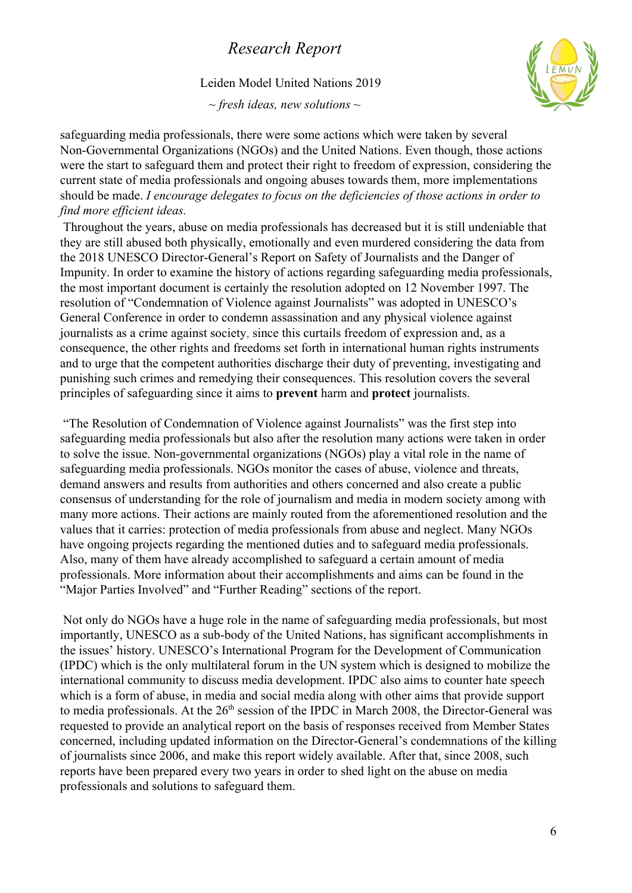safeguarding media professionals, there were some actions which were taken by several Non-Governmental Organizations (NGOs) and the United Nations. Even though, those actions were the start to safeguard them and protect their right to freedom of expression, considering the current state of media professionals and ongoing abuses towards them, more implementations should be made. *I encourage delegates to focus on the deficiencies of those actions in order to find more efficient ideas.*

Throughout the years, abuse on media professionals has decreased but it is still undeniable that they are still abused both physically, emotionally and even murdered considering the data from the 2018 UNESCO Director-General's Report on Safety of Journalists and the Danger of Impunity. In order to examine the history of actions regarding safeguarding media professionals, the most important document is certainly the resolution adopted on 12 November 1997. The resolution of "Condemnation of Violence against Journalists" was adopted in UNESCO's General Conference in order to condemn assassination and any physical violence against journalists as a crime against society, since this curtails freedom of expression and, as a consequence, the other rights and freedoms set forth in international human rights instruments and to urge that the competent authorities discharge their duty of preventing, investigating and punishing such crimes and remedying their consequences. This resolution covers the several principles of safeguarding since it aims to **prevent** harm and **protect** journalists.

"The Resolution of Condemnation of Violence against Journalists" was the first step into safeguarding media professionals but also after the resolution many actions were taken in order to solve the issue. Non-governmental organizations (NGOs) play a vital role in the name of safeguarding media professionals. NGOs monitor the cases of abuse, violence and threats, demand answers and results from authorities and others concerned and also create a public consensus of understanding for the role of journalism and media in modern society among with many more actions. Their actions are mainly routed from the aforementioned resolution and the values that it carries: protection of media professionals from abuse and neglect. Many NGOs have ongoing projects regarding the mentioned duties and to safeguard media professionals. Also, many of them have already accomplished to safeguard a certain amount of media professionals. More information about their accomplishments and aims can be found in the "Major Parties Involved" and "Further Reading" sections of the report.

Not only do NGOs have a huge role in the name of safeguarding media professionals, but most importantly, UNESCO as a sub-body of the United Nations, has significant accomplishments in the issues' history. UNESCO's International Program for the Development of Communication (IPDC) which is the only multilateral forum in the UN system which is designed to mobilize the international community to discuss media development. IPDC also aims to counter hate speech which is a form of abuse, in media and social media along with other aims that provide support to media professionals. At the 26th session of the IPDC in March 2008, the Director-General was requested to provide an analytical report on the basis of responses received from Member States concerned, including updated information on the Director-General's condemnations of the killing of journalists since 2006, and make this report widely available. After that, since 2008, such reports have been prepared every two years in order to shed light on the abuse on media professionals and solutions to safeguard them.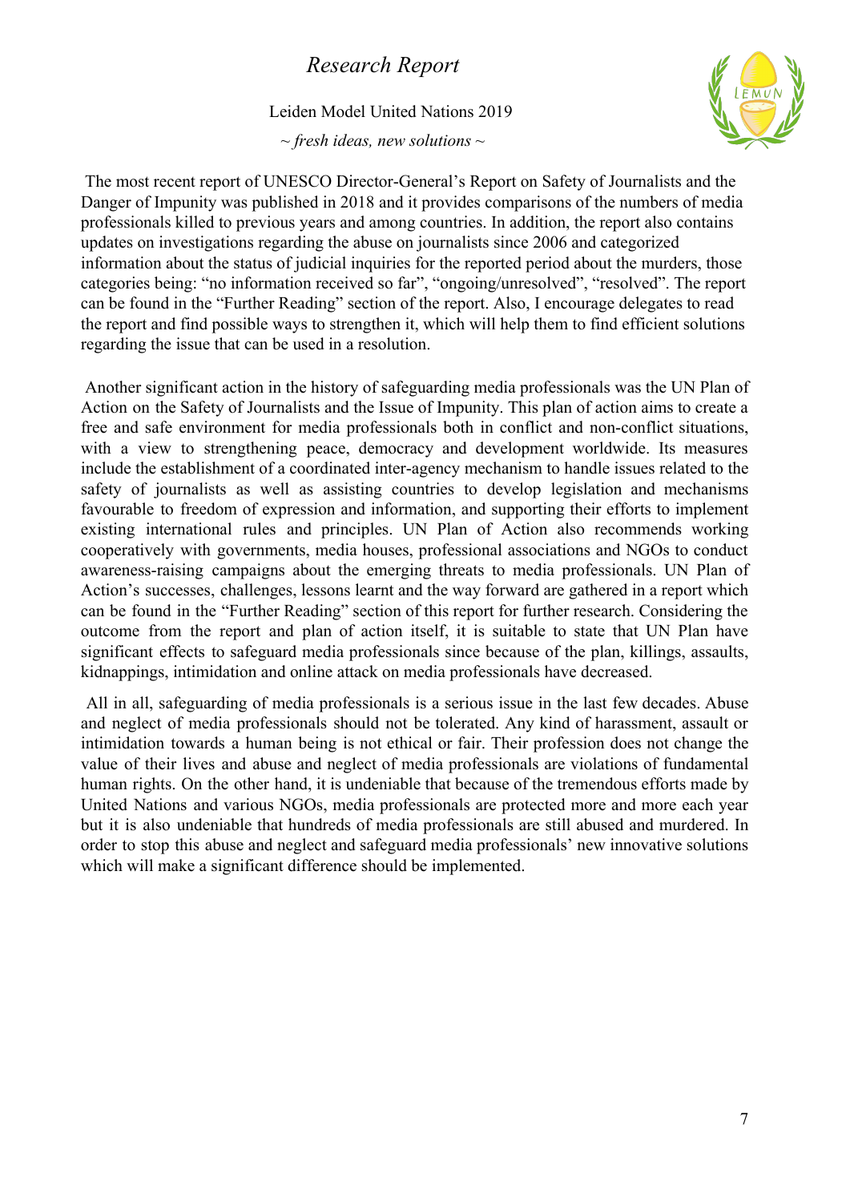The most recent report of UNESCO Director-General's Report on Safety of Journalists and the Danger of Impunity was published in 2018 and it provides comparisons of the numbers of media professionals killed to previous years and among countries. In addition, the report also contains updates on investigations regarding the abuse on journalists since 2006 and categorized information about the status of judicial inquiries for the reported period about the murders, those categories being: "no information received so far", "ongoing/unresolved", "resolved". The report can be found in the "Further Reading" section of the report. Also, I encourage delegates to read the report and find possible ways to strengthen it, which will help them to find efficient solutions regarding the issue that can be used in a resolution.

Another significant action in the history of safeguarding media professionals was the UN Plan of Action on the Safety of Journalists and the Issue of Impunity. This plan of action aims to create a free and safe environment for media professionals both in conflict and non-conflict situations, with a view to strengthening peace, democracy and development worldwide. Its measures include the establishment of a coordinated inter-agency mechanism to handle issues related to the safety of journalists as well as assisting countries to develop legislation and mechanisms favourable to freedom of expression and information, and supporting their efforts to implement existing international rules and principles. UN Plan of Action also recommends working cooperatively with governments, media houses, professional associations and NGOs to conduct awareness-raising campaigns about the emerging threats to media professionals. UN Plan of Action's successes, challenges, lessons learnt and the way forward are gathered in a report which can be found in the "Further Reading" section of this report for further research. Considering the outcome from the report and plan of action itself, it is suitable to state that UN Plan have significant effects to safeguard media professionals since because of the plan, killings, assaults, kidnappings, intimidation and online attack on media professionals have decreased.

All in all, safeguarding of media professionals is a serious issue in the last few decades. Abuse and neglect of media professionals should not be tolerated. Any kind of harassment, assault or intimidation towards a human being is not ethical or fair. Their profession does not change the value of their lives and abuse and neglect of media professionals are violations of fundamental human rights. On the other hand, it is undeniable that because of the tremendous efforts made by United Nations and various NGOs, media professionals are protected more and more each year but it is also undeniable that hundreds of media professionals are still abused and murdered. In order to stop this abuse and neglect and safeguard media professionals' new innovative solutions which will make a significant difference should be implemented.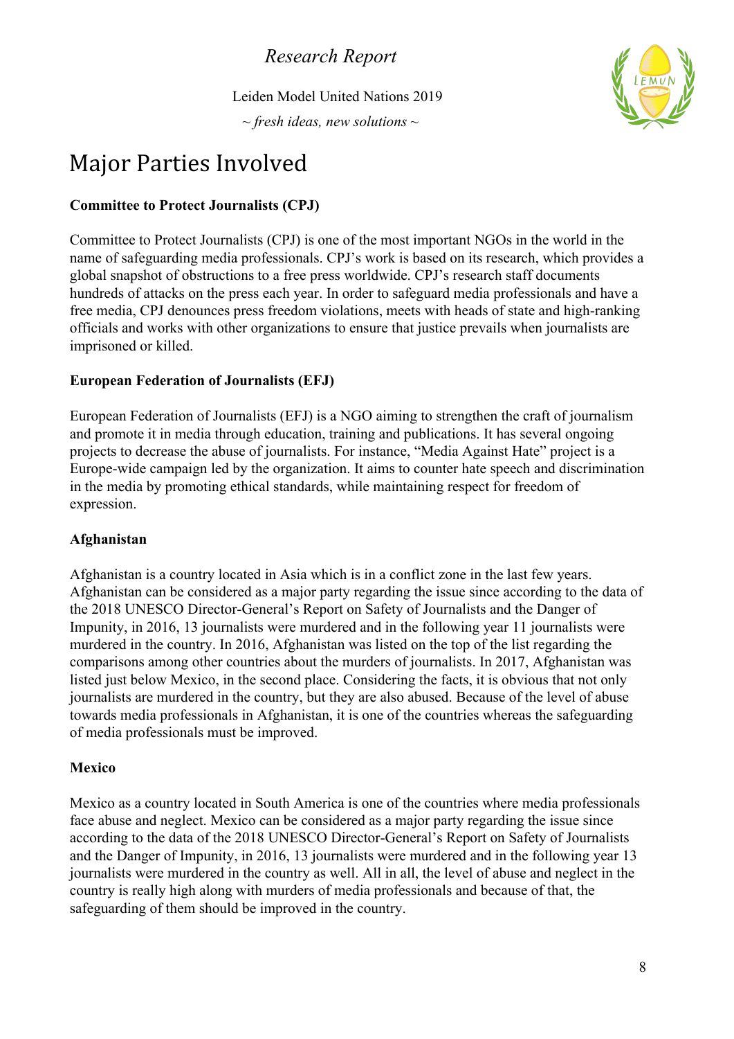# Major Parties Involved

**Committee to Protect Journalists (CPJ)**

Committee to Protect Journalists (CPJ) is one of the most important NGOs in the world in the name of safeguarding media professionals. CPJ's work is based on its research, which provides a global snapshot of obstructions to a free press worldwide. CPJ's research staff documents hundreds of attacks on the press each year. In order to safeguard media professionals and have a free media, CPJ denounces press freedom violations, meets with heads of state and high-ranking officials and works with other organizations to ensure that justice prevails when journalists are imprisoned or killed.

**European Federation of Journalists (EFJ)**

European Federation of Journalists (EFJ) is a NGO aiming to strengthen the craft of journalism and promote it in media through education, training and publications. It has several ongoing projects to decrease the abuse of journalists. For instance, "Media Against Hate" project is a Europe-wide campaign led by the organization. It aims to counter hate speech and discrimination in the media by promoting ethical standards, while maintaining respect for freedom of expression.

**Afghanistan**

Afghanistan is a country located in Asia which is in a conflict zone in the last few years. Afghanistan can be considered as a major party regarding the issue since according to the data of the 2018 UNESCO Director-General's Report on Safety of Journalists and the Danger of Impunity, in 2016, 13 journalists were murdered and in the following year 11 journalists were murdered in the country. In 2016, Afghanistan was listed on the top of the list regarding the comparisons among other countries about the murders of journalists. In 2017, Afghanistan was listed just below Mexico, in the second place. Considering the facts, it is obvious that not only journalists are murdered in the country, but they are also abused. Because of the level of abuse towards media professionals in Afghanistan, it is one of the countries whereas the safeguarding of media professionals must be improved.

**Mexico**

Mexico as a country located in South America is one of the countries where media professionals face abuse and neglect. Mexico can be considered as a major party regarding the issue since according to the data of the 2018 UNESCO Director-General's Report on Safety of Journalists and the Danger of Impunity, in 2016, 13 journalists were murdered and in the following year 13 journalists were murdered in the country as well. All in all, the level of abuse and neglect in the country is really high along with murders of media professionals and because of that, the safeguarding of them should be improved in the country.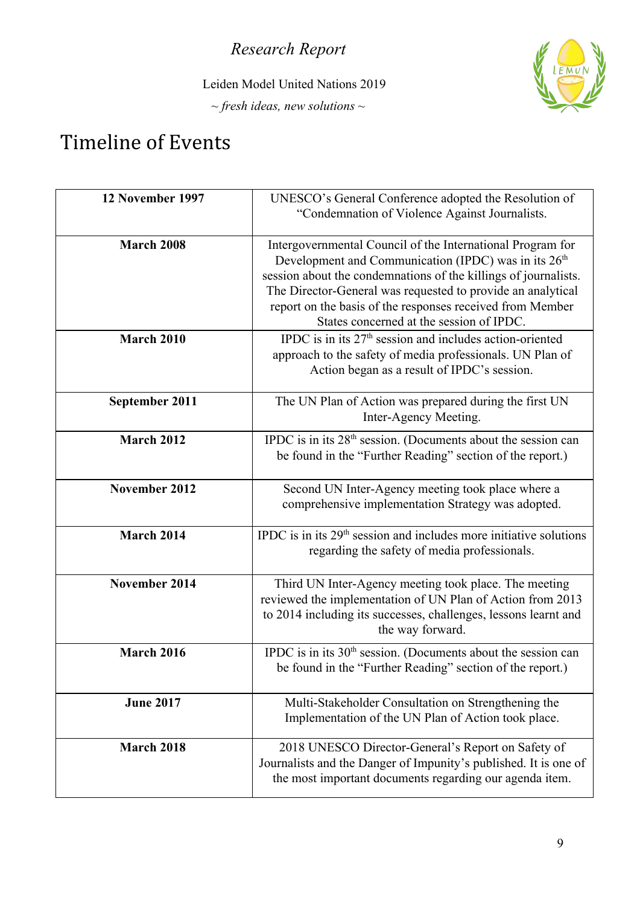# Timeline of Events

| | |
|---|---|
| **12 November 1997** | UNESCO's General Conference adopted the Resolution of "Condemnation of Violence Against Journalists. |
| **March 2008** | Intergovernmental Council of the International Program for Development and Communication (IPDC) was in its 26th session about the condemnations of the killings of journalists. The Director-General was requested to provide an analytical report on the basis of the responses received from Member States concerned at the session of IPDC. |
| **March 2010** | IPDC is in its 27th session and includes action-oriented approach to the safety of media professionals. UN Plan of Action began as a result of IPDC's session. |
| **September 2011** | The UN Plan of Action was prepared during the first UN Inter-Agency Meeting. |
| **March 2012** | IPDC is in its 28th session. (Documents about the session can be found in the "Further Reading" section of the report.) |
| **November 2012** | Second UN Inter-Agency meeting took place where a comprehensive implementation Strategy was adopted. |
| **March 2014** | IPDC is in its 29th session and includes more initiative solutions regarding the safety of media professionals. |
| **November 2014** | Third UN Inter-Agency meeting took place. The meeting reviewed the implementation of UN Plan of Action from 2013 to 2014 including its successes, challenges, lessons learnt and the way forward. |
| **March 2016** | IPDC is in its 30th session. (Documents about the session can be found in the "Further Reading" section of the report.) |
| **June 2017** | Multi-Stakeholder Consultation on Strengthening the Implementation of the UN Plan of Action took place. |
| **March 2018** | 2018 UNESCO Director-General's Report on Safety of Journalists and the Danger of Impunity's published. It is one of the most important documents regarding our agenda item. |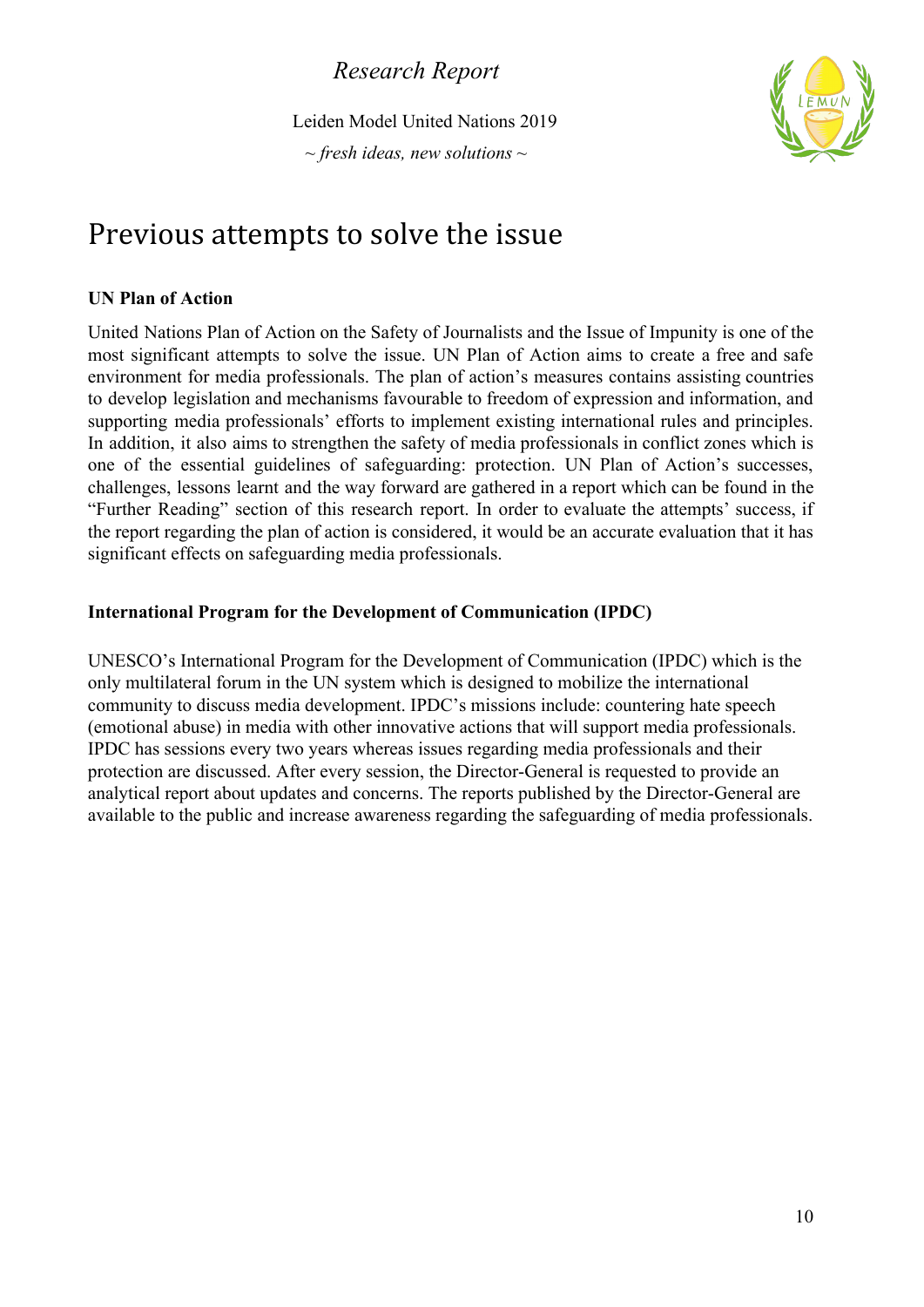# Previous attempts to solve the issue

**UN Plan of Action**

United Nations Plan of Action on the Safety of Journalists and the Issue of Impunity is one of the most significant attempts to solve the issue. UN Plan of Action aims to create a free and safe environment for media professionals. The plan of action's measures contains assisting countries to develop legislation and mechanisms favourable to freedom of expression and information, and supporting media professionals' efforts to implement existing international rules and principles. In addition, it also aims to strengthen the safety of media professionals in conflict zones which is one of the essential guidelines of safeguarding: protection. UN Plan of Action's successes, challenges, lessons learnt and the way forward are gathered in a report which can be found in the "Further Reading" section of this research report. In order to evaluate the attempts' success, if the report regarding the plan of action is considered, it would be an accurate evaluation that it has significant effects on safeguarding media professionals.

**International Program for the Development of Communication (IPDC)**

UNESCO's International Program for the Development of Communication (IPDC) which is the only multilateral forum in the UN system which is designed to mobilize the international community to discuss media development. IPDC's missions include: countering hate speech (emotional abuse) in media with other innovative actions that will support media professionals. IPDC has sessions every two years whereas issues regarding media professionals and their protection are discussed. After every session, the Director-General is requested to provide an analytical report about updates and concerns. The reports published by the Director-General are available to the public and increase awareness regarding the safeguarding of media professionals.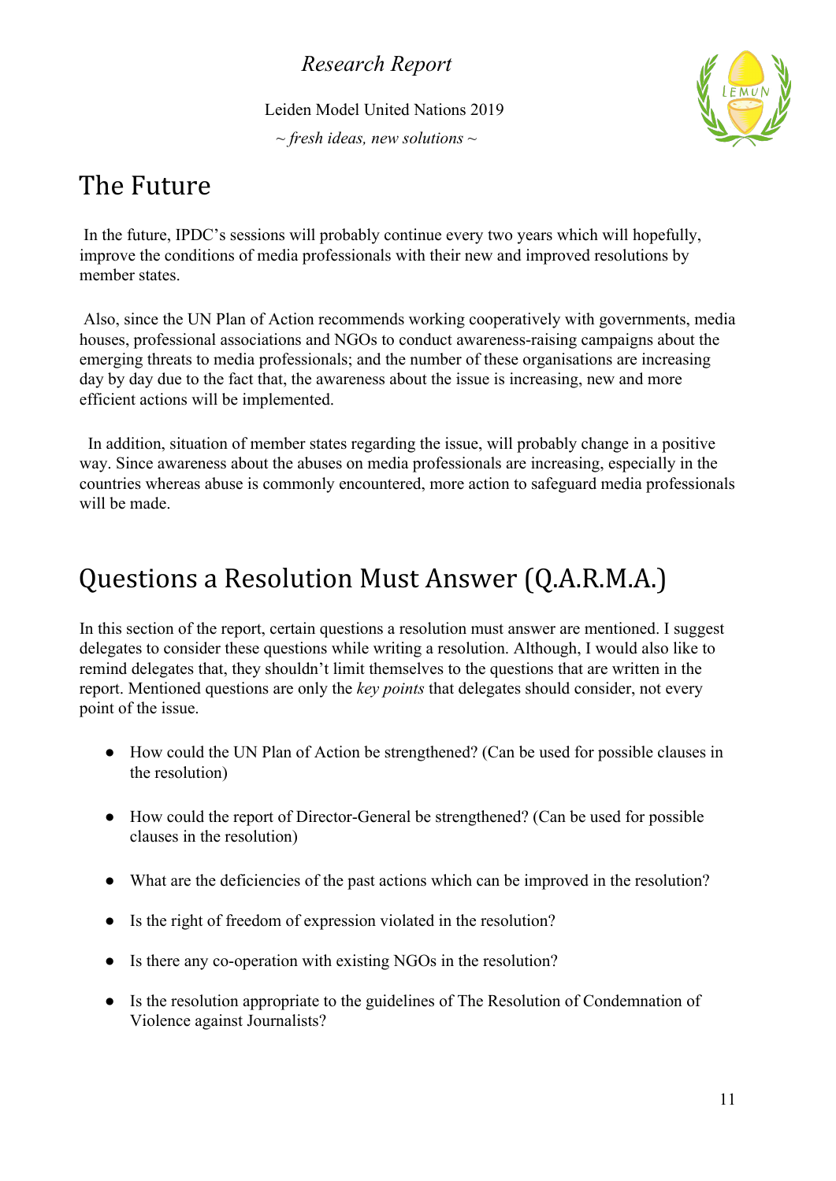# The Future

In the future, IPDC's sessions will probably continue every two years which will hopefully, improve the conditions of media professionals with their new and improved resolutions by member states.

Also, since the UN Plan of Action recommends working cooperatively with governments, media houses, professional associations and NGOs to conduct awareness-raising campaigns about the emerging threats to media professionals; and the number of these organisations are increasing day by day due to the fact that, the awareness about the issue is increasing, new and more efficient actions will be implemented.

In addition, situation of member states regarding the issue, will probably change in a positive way. Since awareness about the abuses on media professionals are increasing, especially in the countries whereas abuse is commonly encountered, more action to safeguard media professionals will be made.

# Questions a Resolution Must Answer (Q.A.R.M.A.)

In this section of the report, certain questions a resolution must answer are mentioned. I suggest delegates to consider these questions while writing a resolution. Although, I would also like to remind delegates that, they shouldn't limit themselves to the questions that are written in the report. Mentioned questions are only the *key points* that delegates should consider, not every point of the issue.

- How could the UN Plan of Action be strengthened? (Can be used for possible clauses in the resolution)
- How could the report of Director-General be strengthened? (Can be used for possible clauses in the resolution)
- What are the deficiencies of the past actions which can be improved in the resolution?
- Is the right of freedom of expression violated in the resolution?
- Is there any co-operation with existing NGOs in the resolution?
- Is the resolution appropriate to the guidelines of The Resolution of Condemnation of Violence against Journalists?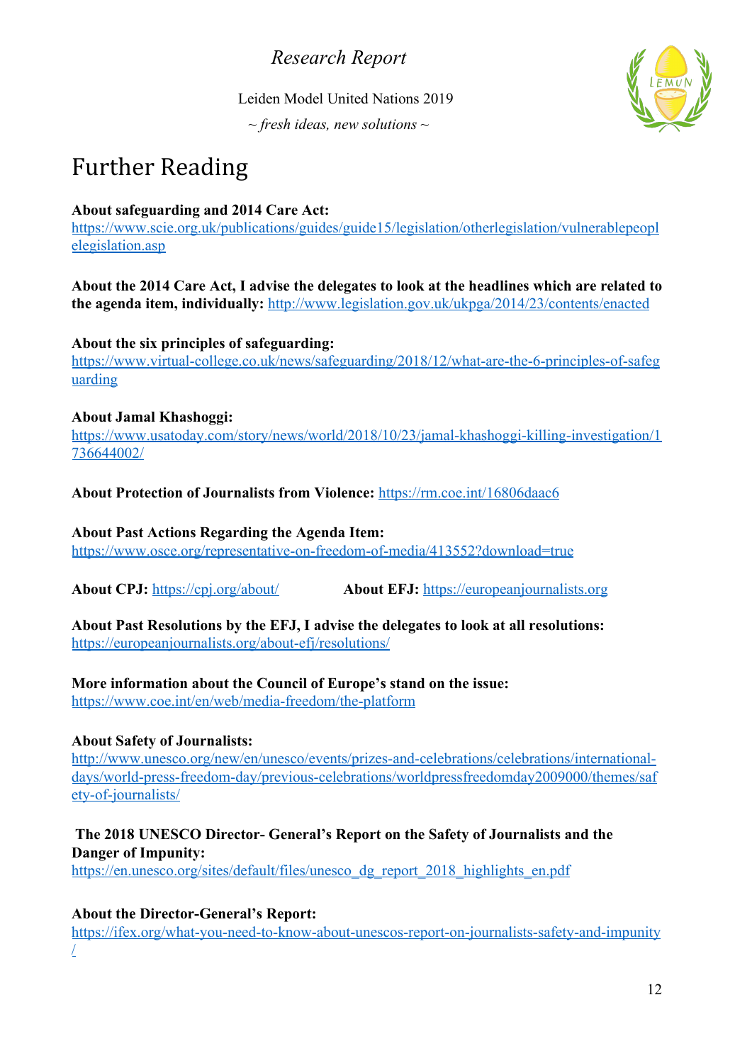# Further Reading

**About safeguarding and 2014 Care Act:**
https://www.scie.org.uk/publications/guides/guide15/legislation/otherlegislation/vulnerablepeoplelegislation.asp

**About the 2014 Care Act, I advise the delegates to look at the headlines which are related to the agenda item, individually:** http://www.legislation.gov.uk/ukpga/2014/23/contents/enacted

**About the six principles of safeguarding:**
https://www.virtual-college.co.uk/news/safeguarding/2018/12/what-are-the-6-principles-of-safeguarding

**About Jamal Khashoggi:**
https://www.usatoday.com/story/news/world/2018/10/23/jamal-khashoggi-killing-investigation/1736644002/

**About Protection of Journalists from Violence:** https://rm.coe.int/16806daac6

**About Past Actions Regarding the Agenda Item:**
https://www.osce.org/representative-on-freedom-of-media/413552?download=true

**About CPJ:** https://cpj.org/about/

**About EFJ:** https://europeanjournalists.org

**About Past Resolutions by the EFJ, I advise the delegates to look at all resolutions:**
https://europeanjournalists.org/about-efj/resolutions/

**More information about the Council of Europe's stand on the issue:**
https://www.coe.int/en/web/media-freedom/the-platform

**About Safety of Journalists:**
http://www.unesco.org/new/en/unesco/events/prizes-and-celebrations/celebrations/international-days/world-press-freedom-day/previous-celebrations/worldpressfreedomday2009000/themes/safety-of-journalists/

**The 2018 UNESCO Director- General's Report on the Safety of Journalists and the Danger of Impunity:**
https://en.unesco.org/sites/default/files/unesco_dg_report_2018_highlights_en.pdf

**About the Director-General's Report:**
https://ifex.org/what-you-need-to-know-about-unescos-report-on-journalists-safety-and-impunity/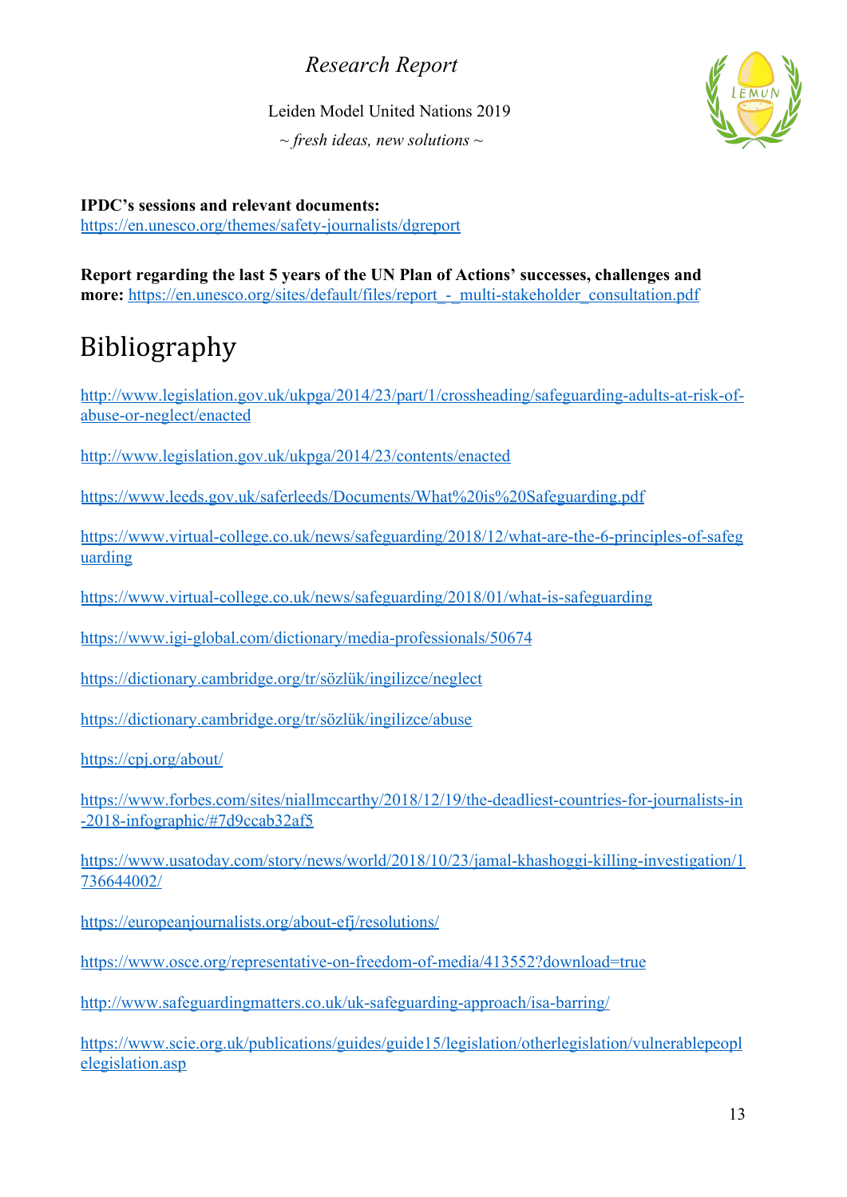**IPDC's sessions and relevant documents:**
https://en.unesco.org/themes/safety-journalists/dgreport

**Report regarding the last 5 years of the UN Plan of Actions' successes, challenges and more:** https://en.unesco.org/sites/default/files/report_-_multi-stakeholder_consultation.pdf

# Bibliography

http://www.legislation.gov.uk/ukpga/2014/23/part/1/crossheading/safeguarding-adults-at-risk-of-abuse-or-neglect/enacted

http://www.legislation.gov.uk/ukpga/2014/23/contents/enacted

https://www.leeds.gov.uk/saferleeds/Documents/What%20is%20Safeguarding.pdf

https://www.virtual-college.co.uk/news/safeguarding/2018/12/what-are-the-6-principles-of-safeguarding

https://www.virtual-college.co.uk/news/safeguarding/2018/01/what-is-safeguarding

https://www.igi-global.com/dictionary/media-professionals/50674

https://dictionary.cambridge.org/tr/sözlük/ingilizce/neglect

https://dictionary.cambridge.org/tr/sözlük/ingilizce/abuse

https://cpj.org/about/

https://www.forbes.com/sites/niallmccarthy/2018/12/19/the-deadliest-countries-for-journalists-in-2018-infographic/#7d9ccab32af5

https://www.usatoday.com/story/news/world/2018/10/23/jamal-khashoggi-killing-investigation/1736644002/

https://europeanjournalists.org/about-efj/resolutions/

https://www.osce.org/representative-on-freedom-of-media/413552?download=true

http://www.safeguardingmatters.co.uk/uk-safeguarding-approach/isa-barring/

https://www.scie.org.uk/publications/guides/guide15/legislation/otherlegislation/vulnerablepeoplelegislation.asp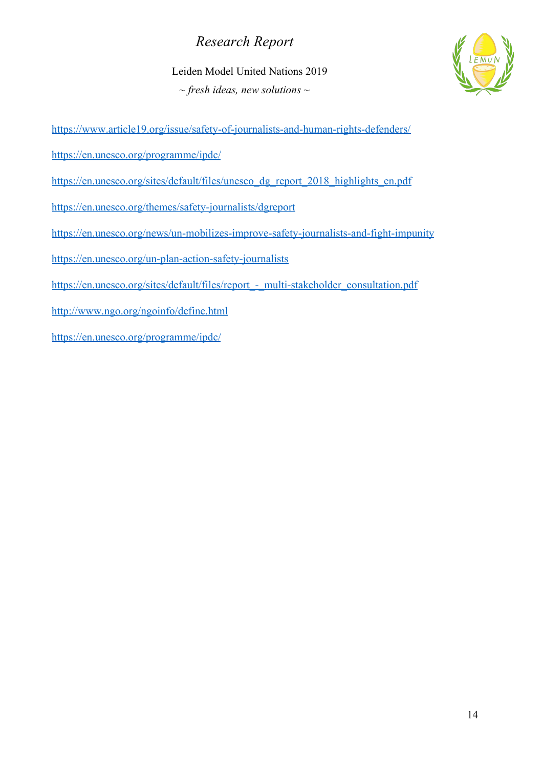https://www.article19.org/issue/safety-of-journalists-and-human-rights-defenders/

https://en.unesco.org/programme/ipdc/

https://en.unesco.org/sites/default/files/unesco_dg_report_2018_highlights_en.pdf

https://en.unesco.org/themes/safety-journalists/dgreport

https://en.unesco.org/news/un-mobilizes-improve-safety-journalists-and-fight-impunity

https://en.unesco.org/un-plan-action-safety-journalists

https://en.unesco.org/sites/default/files/report_-_multi-stakeholder_consultation.pdf

http://www.ngo.org/ngoinfo/define.html

https://en.unesco.org/programme/ipdc/